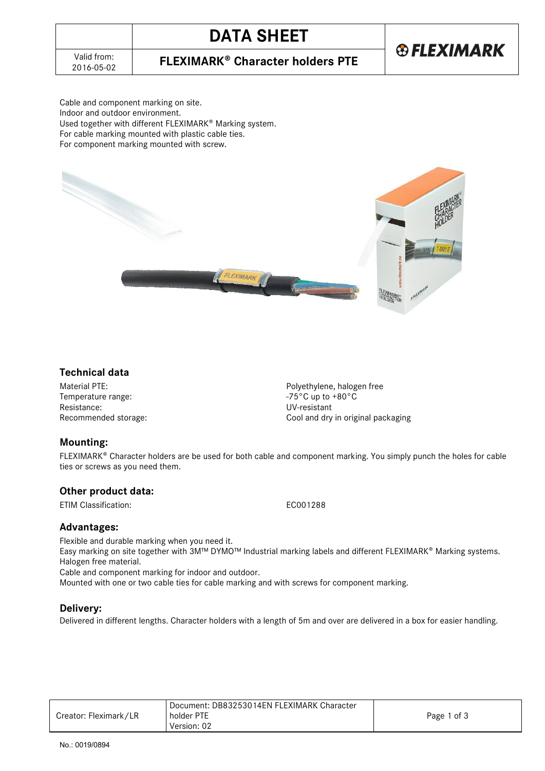# DATA SHEET

## FLEXIMARK® Character holders PTE

Valid from: 2016-05-02

Cable and component marking on site.
Indoor and outdoor environment.
Used together with different FLEXIMARK® Marking system.
For cable marking mounted with plastic cable ties.
For component marking mounted with screw.

### Technical data

| | |
|---|---|
| Material PTE: | Polyethylene, halogen free |
| Temperature range: | -75°C up to +80°C |
| Resistance: | UV-resistant |
| Recommended storage: | Cool and dry in original packaging |

### Mounting:

FLEXIMARK® Character holders are be used for both cable and component marking. You simply punch the holes for cable ties or screws as you need them.

### Other product data:

| | |
|---|---|
| ETIM Classification: | EC001288 |

### Advantages:

Flexible and durable marking when you need it.
Easy marking on site together with 3M™ DYMO™ Industrial marking labels and different FLEXIMARK® Marking systems.
Halogen free material.
Cable and component marking for indoor and outdoor.
Mounted with one or two cable ties for cable marking and with screws for component marking.

### Delivery:

Delivered in different lengths. Character holders with a length of 5m and over are delivered in a box for easier handling.

| | | |
|---|---|---|
| Creator: Fleximark/LR | Document: DB83253014EN FLEXIMARK Character holder PTE Version: 02 | |

No.: 0019/0894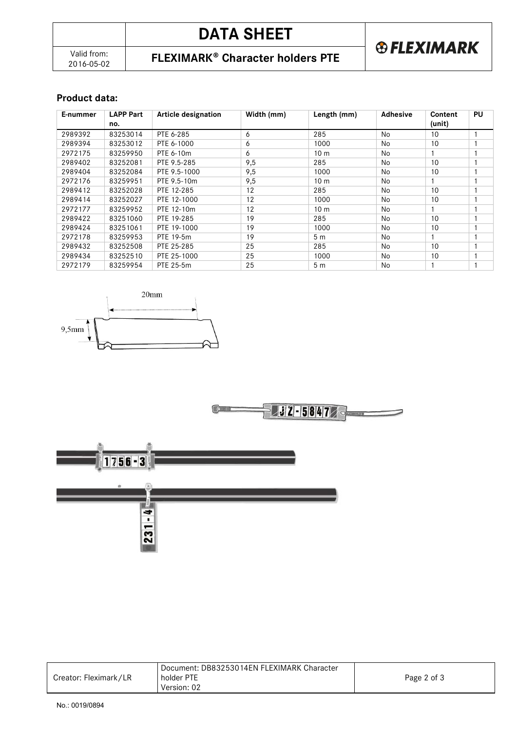## Product data:

| E-nummer | LAPP Part no. | Article designation | Width (mm) | Length (mm) | Adhesive | Content (unit) | PU |
|---|---|---|---|---|---|---|---|
| 2989392 | 83253014 | PTE 6-285 | 6 | 285 | No | 10 | 1 |
| 2989394 | 83253012 | PTE 6-1000 | 6 | 1000 | No | 10 | 1 |
| 2972175 | 83259950 | PTE 6-10m | 6 | 10 m | No | 1 | 1 |
| 2989402 | 83252081 | PTE 9.5-285 | 9,5 | 285 | No | 10 | 1 |
| 2989404 | 83252084 | PTE 9.5-1000 | 9,5 | 1000 | No | 10 | 1 |
| 2972176 | 83259951 | PTE 9.5-10m | 9,5 | 10 m | No | 1 | 1 |
| 2989412 | 83252028 | PTE 12-285 | 12 | 285 | No | 10 | 1 |
| 2989414 | 83252027 | PTE 12-1000 | 12 | 1000 | No | 10 | 1 |
| 2972177 | 83259952 | PTE 12-10m | 12 | 10 m | No | 1 | 1 |
| 2989422 | 83251060 | PTE 19-285 | 19 | 285 | No | 10 | 1 |
| 2989424 | 83251061 | PTE 19-1000 | 19 | 1000 | No | 10 | 1 |
| 2972178 | 83259953 | PTE 19-5m | 19 | 5 m | No | 1 | 1 |
| 2989432 | 83252508 | PTE 25-285 | 25 | 285 | No | 10 | 1 |
| 2989434 | 83252510 | PTE 25-1000 | 25 | 1000 | No | 10 | 1 |
| 2972179 | 83259954 | PTE 25-5m | 25 | 5 m | No | 1 | 1 |

20mm

9,5mm

JZ-5847

1756-3

231-4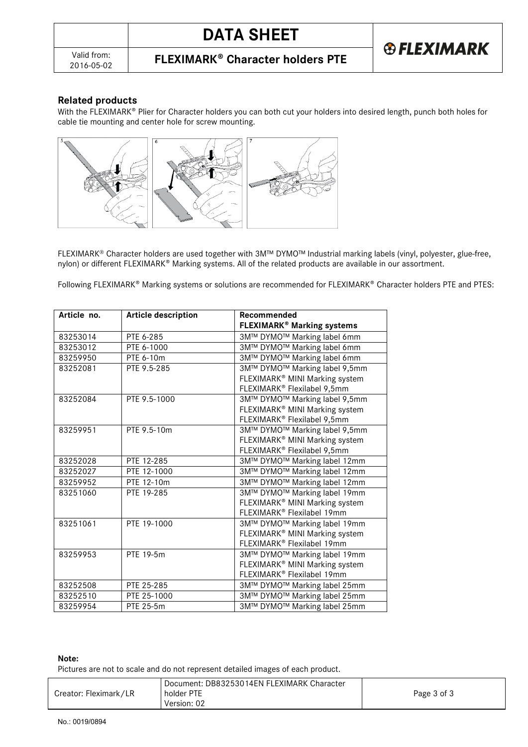## Related products

With the FLEXIMARK® Plier for Character holders you can both cut your holders into desired length, punch both holes for cable tie mounting and center hole for screw mounting.

FLEXIMARK® Character holders are used together with 3M™ DYMO™ Industrial marking labels (vinyl, polyester, glue-free, nylon) or different FLEXIMARK® Marking systems. All of the related products are available in our assortment.

Following FLEXIMARK® Marking systems or solutions are recommended for FLEXIMARK® Character holders PTE and PTES:

| Article no. | Article description | Recommended FLEXIMARK® Marking systems |
|---|---|---|
| 83253014 | PTE 6-285 | 3M™ DYMO™ Marking label 6mm |
| 83253012 | PTE 6-1000 | 3M™ DYMO™ Marking label 6mm |
| 83259950 | PTE 6-10m | 3M™ DYMO™ Marking label 6mm |
| 83252081 | PTE 9.5-285 | 3M™ DYMO™ Marking label 9,5mm<br>FLEXIMARK® MINI Marking system<br>FLEXIMARK® Flexilabel 9,5mm |
| 83252084 | PTE 9.5-1000 | 3M™ DYMO™ Marking label 9,5mm<br>FLEXIMARK® MINI Marking system<br>FLEXIMARK® Flexilabel 9,5mm |
| 83259951 | PTE 9.5-10m | 3M™ DYMO™ Marking label 9,5mm<br>FLEXIMARK® MINI Marking system<br>FLEXIMARK® Flexilabel 9,5mm |
| 83252028 | PTE 12-285 | 3M™ DYMO™ Marking label 12mm |
| 83252027 | PTE 12-1000 | 3M™ DYMO™ Marking label 12mm |
| 83259952 | PTE 12-10m | 3M™ DYMO™ Marking label 12mm |
| 83251060 | PTE 19-285 | 3M™ DYMO™ Marking label 19mm<br>FLEXIMARK® MINI Marking system<br>FLEXIMARK® Flexilabel 19mm |
| 83251061 | PTE 19-1000 | 3M™ DYMO™ Marking label 19mm<br>FLEXIMARK® MINI Marking system<br>FLEXIMARK® Flexilabel 19mm |
| 83259953 | PTE 19-5m | 3M™ DYMO™ Marking label 19mm<br>FLEXIMARK® MINI Marking system<br>FLEXIMARK® Flexilabel 19mm |
| 83252508 | PTE 25-285 | 3M™ DYMO™ Marking label 25mm |
| 83252510 | PTE 25-1000 | 3M™ DYMO™ Marking label 25mm |
| 83259954 | PTE 25-5m | 3M™ DYMO™ Marking label 25mm |

**Note:**

Pictures are not to scale and do not represent detailed images of each product.